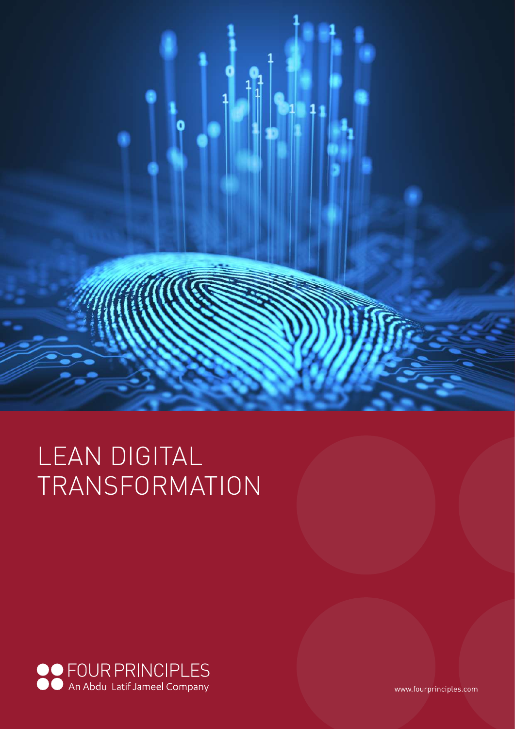# LEAN DIGITAL TRANSFORMATION

FOUR PRINCIPLES
An Abdul Latif Jameel Company

www.fourprinciples.com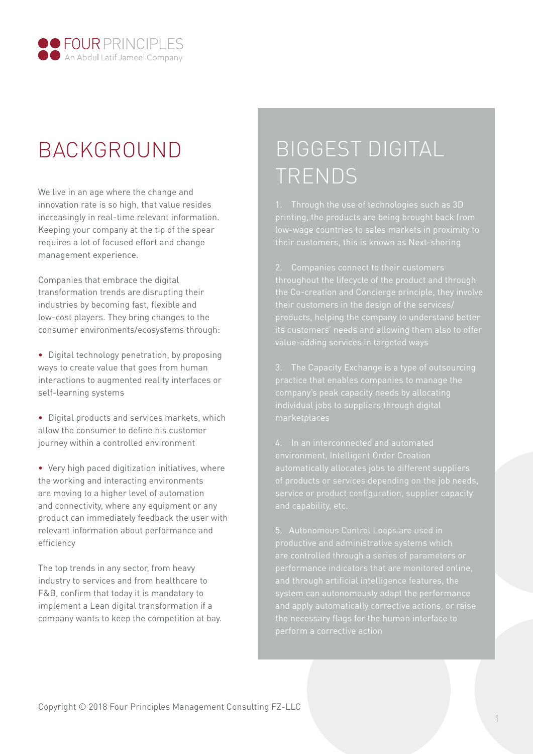# BACKGROUND

We live in an age where the change and innovation rate is so high, that value resides increasingly in real-time relevant information. Keeping your company at the tip of the spear requires a lot of focused effort and change management experience.

Companies that embrace the digital transformation trends are disrupting their industries by becoming fast, flexible and low-cost players. They bring changes to the consumer environments/ecosystems through:

- Digital technology penetration, by proposing ways to create value that goes from human interactions to augmented reality interfaces or self-learning systems
- Digital products and services markets, which allow the consumer to define his customer journey within a controlled environment
- Very high paced digitization initiatives, where the working and interacting environments are moving to a higher level of automation and connectivity, where any equipment or any product can immediately feedback the user with relevant information about performance and efficiency

The top trends in any sector, from heavy industry to services and from healthcare to F&B, confirm that today it is mandatory to implement a Lean digital transformation if a company wants to keep the competition at bay.

# BIGGEST DIGITAL TRENDS

1. Through the use of technologies such as 3D printing, the products are being brought back from low-wage countries to sales markets in proximity to their customers, this is known as Next-shoring

2. Companies connect to their customers throughout the lifecycle of the product and through the Co-creation and Concierge principle, they involve their customers in the design of the services/products, helping the company to understand better its customers' needs and allowing them also to offer value-adding services in targeted ways

3. The Capacity Exchange is a type of outsourcing practice that enables companies to manage the company's peak capacity needs by allocating individual jobs to suppliers through digital marketplaces

4. In an interconnected and automated environment, Intelligent Order Creation automatically allocates jobs to different suppliers of products or services depending on the job needs, service or product configuration, supplier capacity and capability, etc.

5. Autonomous Control Loops are used in productive and administrative systems which are controlled through a series of parameters or performance indicators that are monitored online, and through artificial intelligence features, the system can autonomously adapt the performance and apply automatically corrective actions, or raise the necessary flags for the human interface to perform a corrective action

Copyright © 2018 Four Principles Management Consulting FZ-LLC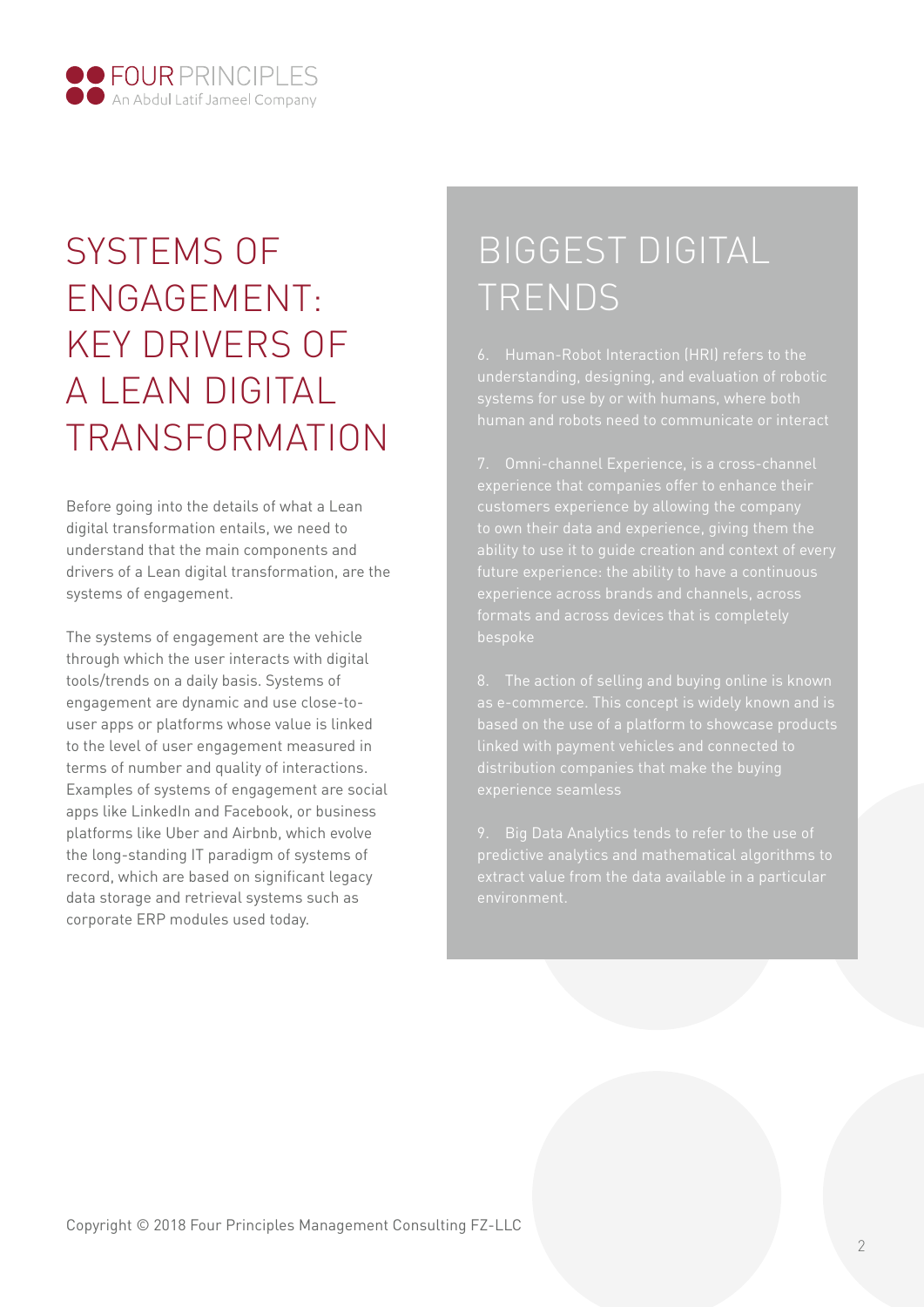# SYSTEMS OF ENGAGEMENT: KEY DRIVERS OF A LEAN DIGITAL TRANSFORMATION

Before going into the details of what a Lean digital transformation entails, we need to understand that the main components and drivers of a Lean digital transformation, are the systems of engagement.

The systems of engagement are the vehicle through which the user interacts with digital tools/trends on a daily basis. Systems of engagement are dynamic and use close-to-user apps or platforms whose value is linked to the level of user engagement measured in terms of number and quality of interactions. Examples of systems of engagement are social apps like LinkedIn and Facebook, or business platforms like Uber and Airbnb, which evolve the long-standing IT paradigm of systems of record, which are based on significant legacy data storage and retrieval systems such as corporate ERP modules used today.

# BIGGEST DIGITAL TRENDS

6. Human-Robot Interaction (HRI) refers to the understanding, designing, and evaluation of robotic systems for use by or with humans, where both human and robots need to communicate or interact

7. Omni-channel Experience, is a cross-channel experience that companies offer to enhance their customers experience by allowing the company to own their data and experience, giving them the ability to use it to guide creation and context of every future experience: the ability to have a continuous experience across brands and channels, across formats and across devices that is completely bespoke

8. The action of selling and buying online is known as e-commerce. This concept is widely known and is based on the use of a platform to showcase products linked with payment vehicles and connected to distribution companies that make the buying experience seamless

9. Big Data Analytics tends to refer to the use of predictive analytics and mathematical algorithms to extract value from the data available in a particular environment.

Copyright © 2018 Four Principles Management Consulting FZ-LLC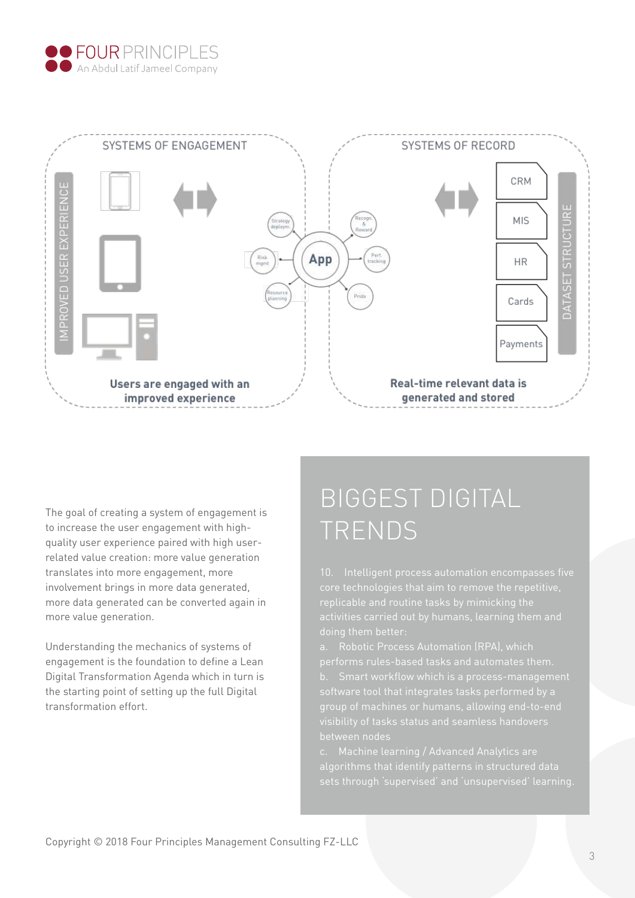SYSTEMS OF ENGAGEMENT

IMPROVED USER EXPERIENCE

Users are engaged with an improved experience

SYSTEMS OF RECORD

CRM

MIS

HR

Cards

Payments

DATASET STRUCTURE

Real-time relevant data is generated and stored

App

Strategy deploym.

Risk mgmt

Resource planning

Recogn. & Reward

Perf. tracking

Pride

The goal of creating a system of engagement is to increase the user engagement with high-quality user experience paired with high user-related value creation: more value generation translates into more engagement, more involvement brings in more data generated, more data generated can be converted again in more value generation.

Understanding the mechanics of systems of engagement is the foundation to define a Lean Digital Transformation Agenda which in turn is the starting point of setting up the full Digital transformation effort.

# BIGGEST DIGITAL TRENDS

10. Intelligent process automation encompasses five core technologies that aim to remove the repetitive, replicable and routine tasks by mimicking the activities carried out by humans, learning them and doing them better:

a. Robotic Process Automation (RPA), which performs rules-based tasks and automates them.

b. Smart workflow which is a process-management software tool that integrates tasks performed by a group of machines or humans, allowing end-to-end visibility of tasks status and seamless handovers between nodes

c. Machine learning / Advanced Analytics are algorithms that identify patterns in structured data sets through 'supervised' and 'unsupervised' learning.

Copyright © 2018 Four Principles Management Consulting FZ-LLC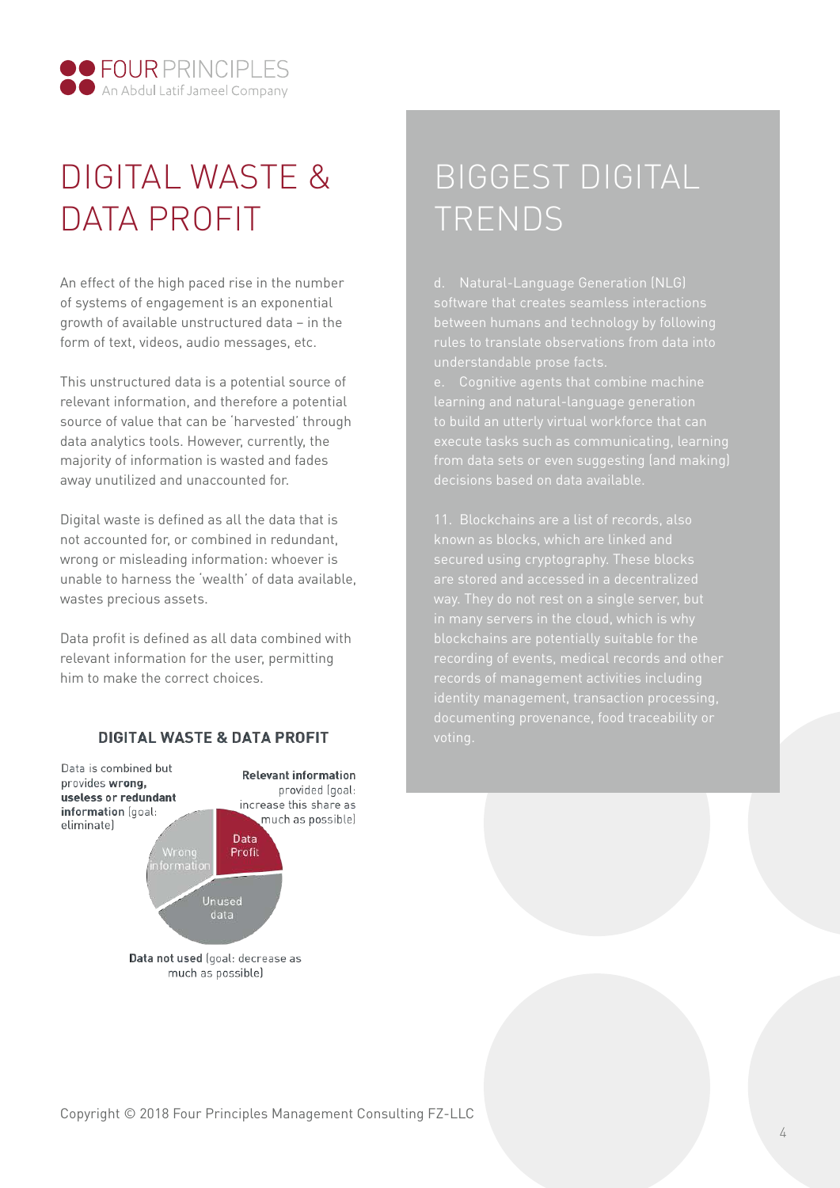# DIGITAL WASTE & DATA PROFIT

An effect of the high paced rise in the number of systems of engagement is an exponential growth of available unstructured data – in the form of text, videos, audio messages, etc.

This unstructured data is a potential source of relevant information, and therefore a potential source of value that can be 'harvested' through data analytics tools. However, currently, the majority of information is wasted and fades away unutilized and unaccounted for.

Digital waste is defined as all the data that is not accounted for, or combined in redundant, wrong or misleading information: whoever is unable to harness the 'wealth' of data available, wastes precious assets.

Data profit is defined as all data combined with relevant information for the user, permitting him to make the correct choices.

**DIGITAL WASTE & DATA PROFIT**

Data is combined but provides **wrong, useless or redundant information** (goal: eliminate)

**Relevant information** provided (goal: increase this share as much as possible)

Wrong information

Data Profit

Unused data

**Data not used** (goal: decrease as much as possible)

# BIGGEST DIGITAL TRENDS

d. Natural-Language Generation (NLG) software that creates seamless interactions between humans and technology by following rules to translate observations from data into understandable prose facts.

e. Cognitive agents that combine machine learning and natural-language generation to build an utterly virtual workforce that can execute tasks such as communicating, learning from data sets or even suggesting (and making) decisions based on data available.

11. Blockchains are a list of records, also known as blocks, which are linked and secured using cryptography. These blocks are stored and accessed in a decentralized way. They do not rest on a single server, but in many servers in the cloud, which is why blockchains are potentially suitable for the recording of events, medical records and other records of management activities including identity management, transaction processing, documenting provenance, food traceability or voting.

Copyright © 2018 Four Principles Management Consulting FZ-LLC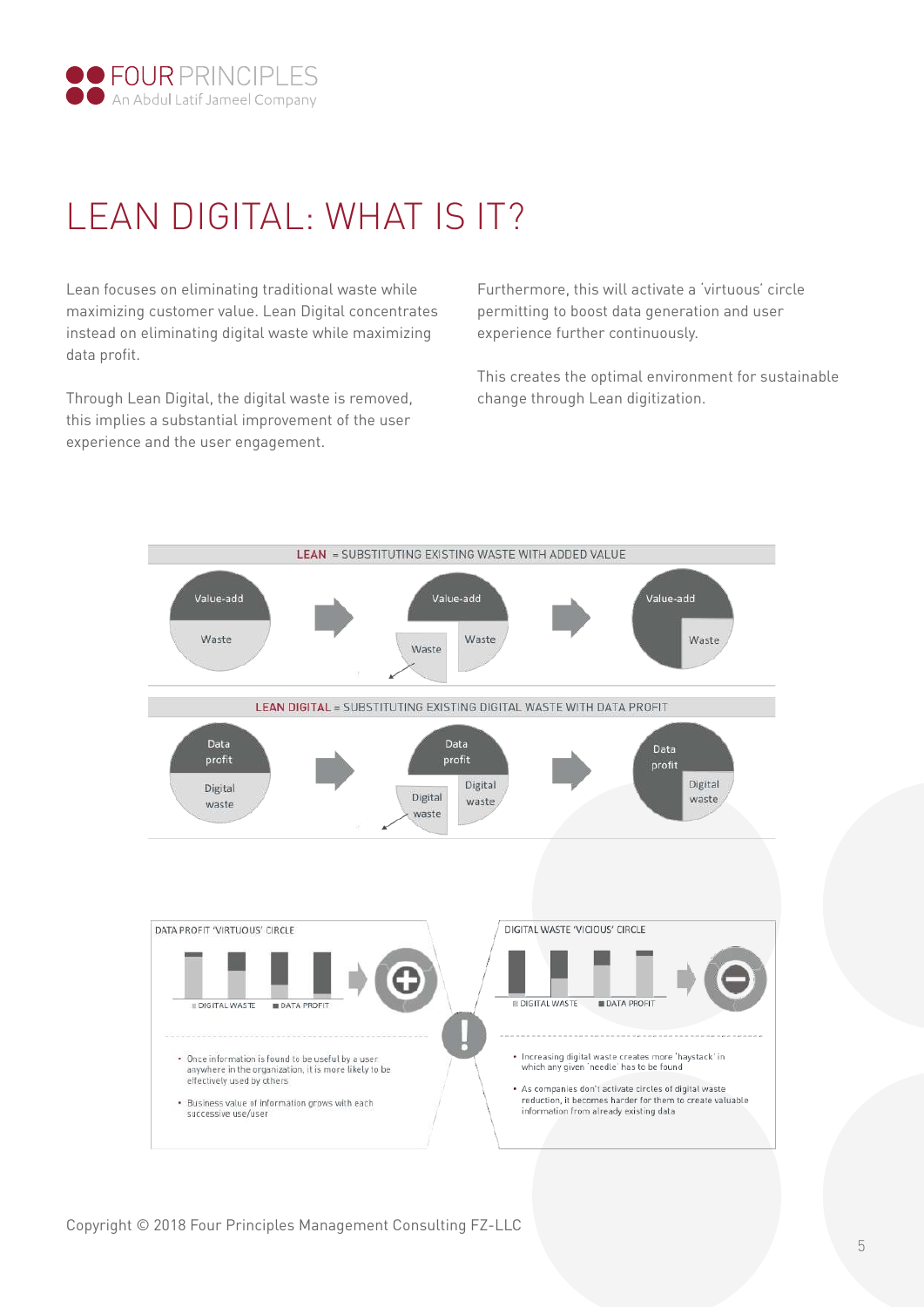# LEAN DIGITAL: WHAT IS IT?

Lean focuses on eliminating traditional waste while maximizing customer value. Lean Digital concentrates instead on eliminating digital waste while maximizing data profit.

Through Lean Digital, the digital waste is removed, this implies a substantial improvement of the user experience and the user engagement.

Furthermore, this will activate a 'virtuous' circle permitting to boost data generation and user experience further continuously.

This creates the optimal environment for sustainable change through Lean digitization.

**LEAN** = SUBSTITUTING EXISTING WASTE WITH ADDED VALUE

Value-add / Waste → Value-add / Waste / Waste → Value-add / Waste

**LEAN DIGITAL** = SUBSTITUTING EXISTING DIGITAL WASTE WITH DATA PROFIT

Data profit / Digital waste → Data profit / Digital waste / Digital waste → Data profit / Digital waste

**DATA PROFIT 'VIRTUOUS' CIRCLE**

DIGITAL WASTE | DATA PROFIT

- Once information is found to be useful by a user anywhere in the organization, it is more likely to be effectively used by others
- Business value of information grows with each successive use/user

**DIGITAL WASTE 'VICIOUS' CIRCLE**

DIGITAL WASTE | DATA PROFIT

- Increasing digital waste creates more 'haystack' in which any given 'needle' has to be found
- As companies don't activate circles of digital waste reduction, it becomes harder for them to create valuable information from already existing data

Copyright © 2018 Four Principles Management Consulting FZ-LLC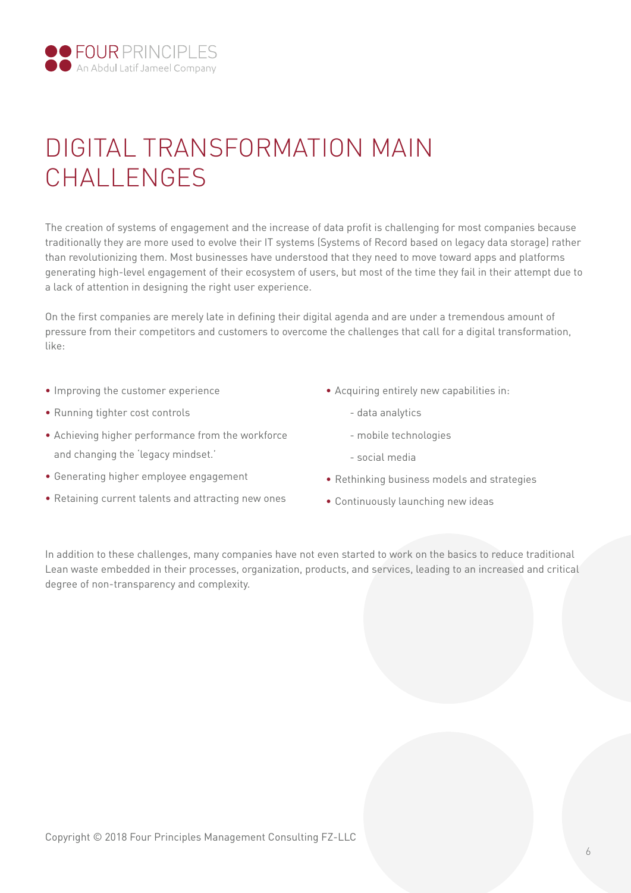# DIGITAL TRANSFORMATION MAIN CHALLENGES

The creation of systems of engagement and the increase of data profit is challenging for most companies because traditionally they are more used to evolve their IT systems (Systems of Record based on legacy data storage) rather than revolutionizing them. Most businesses have understood that they need to move toward apps and platforms generating high-level engagement of their ecosystem of users, but most of the time they fail in their attempt due to a lack of attention in designing the right user experience.

On the first companies are merely late in defining their digital agenda and are under a tremendous amount of pressure from their competitors and customers to overcome the challenges that call for a digital transformation, like:

- Improving the customer experience
- Running tighter cost controls
- Achieving higher performance from the workforce and changing the 'legacy mindset.'
- Generating higher employee engagement
- Retaining current talents and attracting new ones
- Acquiring entirely new capabilities in:
  - data analytics
  - mobile technologies
  - social media
- Rethinking business models and strategies
- Continuously launching new ideas

In addition to these challenges, many companies have not even started to work on the basics to reduce traditional Lean waste embedded in their processes, organization, products, and services, leading to an increased and critical degree of non-transparency and complexity.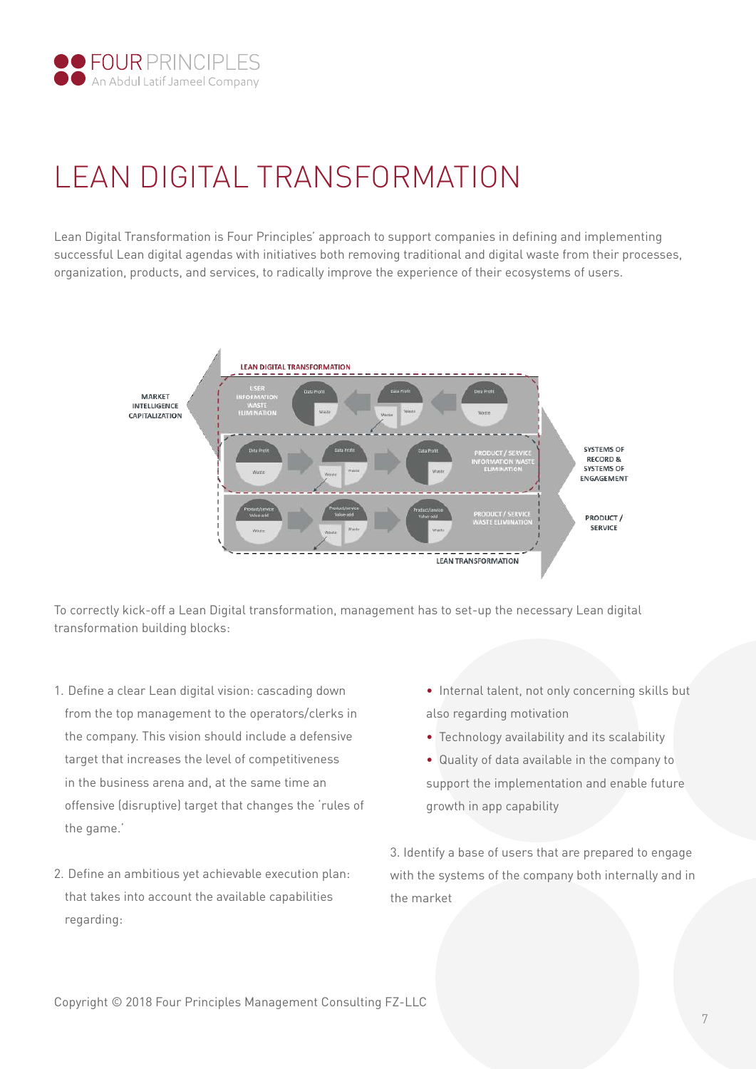# LEAN DIGITAL TRANSFORMATION

Lean Digital Transformation is Four Principles' approach to support companies in defining and implementing successful Lean digital agendas with initiatives both removing traditional and digital waste from their processes, organization, products, and services, to radically improve the experience of their ecosystems of users.

To correctly kick-off a Lean Digital transformation, management has to set-up the necessary Lean digital transformation building blocks:

1. Define a clear Lean digital vision: cascading down from the top management to the operators/clerks in the company. This vision should include a defensive target that increases the level of competitiveness in the business arena and, at the same time an offensive (disruptive) target that changes the 'rules of the game.'

2. Define an ambitious yet achievable execution plan: that takes into account the available capabilities regarding:
   - Internal talent, not only concerning skills but also regarding motivation
   - Technology availability and its scalability
   - Quality of data available in the company to support the implementation and enable future growth in app capability

3. Identify a base of users that are prepared to engage with the systems of the company both internally and in the market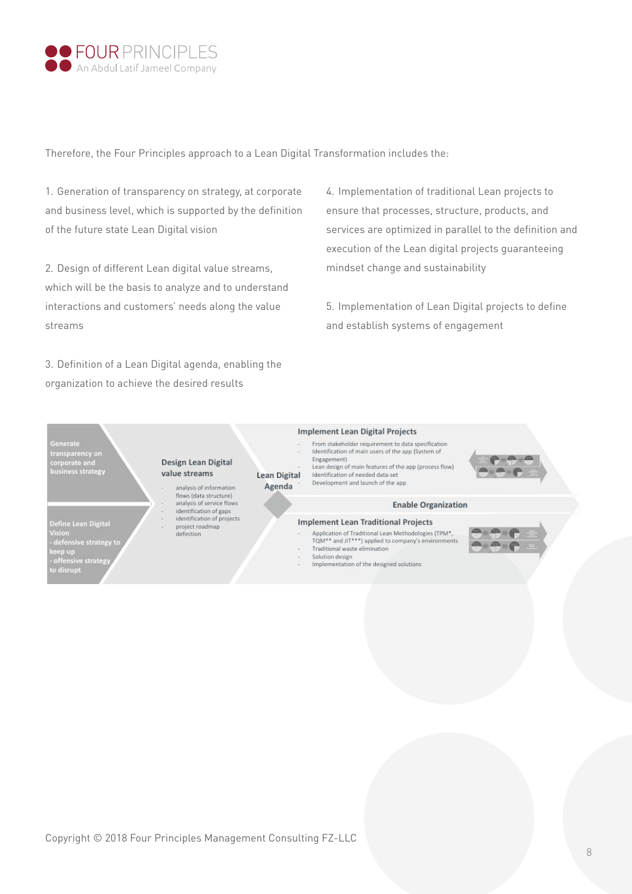Therefore, the Four Principles approach to a Lean Digital Transformation includes the:

1. Generation of transparency on strategy, at corporate and business level, which is supported by the definition of the future state Lean Digital vision

2. Design of different Lean digital value streams, which will be the basis to analyze and to understand interactions and customers' needs along the value streams

3. Definition of a Lean Digital agenda, enabling the organization to achieve the desired results

4. Implementation of traditional Lean projects to ensure that processes, structure, products, and services are optimized in parallel to the definition and execution of the Lean digital projects guaranteeing mindset change and sustainability

5. Implementation of Lean Digital projects to define and establish systems of engagement

**Generate transparency on corporate and business strategy**

**Define Lean Digital Vision**
- defensive strategy to keep up
- offensive strategy to disrupt

**Design Lean Digital value streams**

- analysis of information flows (data structure)
- analysis of service flows
- identification of gaps
- identification of projects
- project roadmap definition

**Lean Digital Agenda**

**Implement Lean Digital Projects**

- From stakeholder requirement to data specification
- Identification of main users of the app (System of Engagement)
- Lean design of main features of the app (process flow)
- Identification of needed data-set
- Development and launch of the app

**Enable Organization**

**Implement Lean Traditional Projects**

- Application of Traditional Lean Methodologies (TPM*, TQM** and JIT***) applied to company's environments
- Traditional waste elimination
- Solution design
- Implementation of the designed solutions

Copyright © 2018 Four Principles Management Consulting FZ-LLC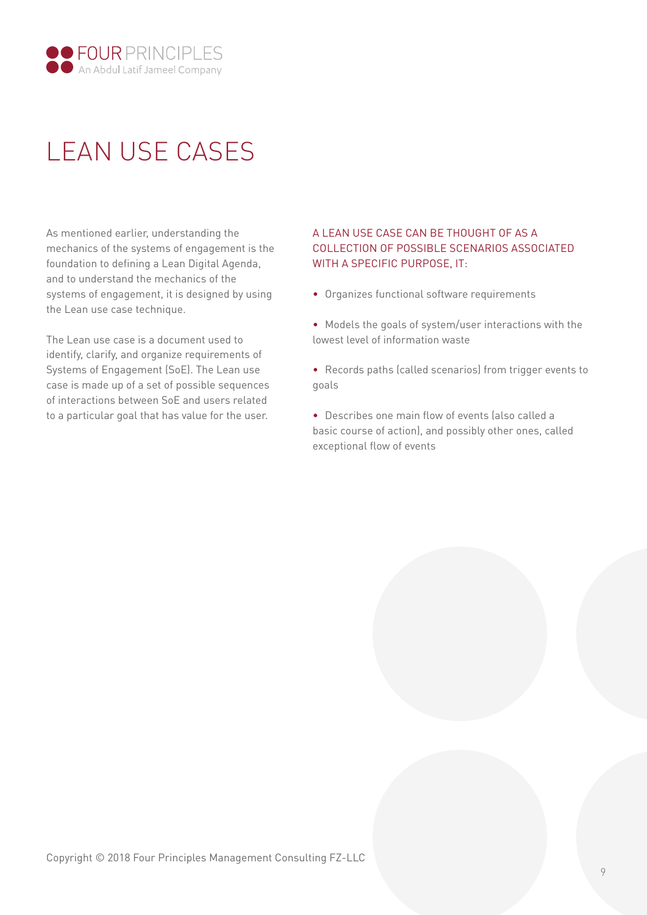# LEAN USE CASES

As mentioned earlier, understanding the mechanics of the systems of engagement is the foundation to defining a Lean Digital Agenda, and to understand the mechanics of the systems of engagement, it is designed by using the Lean use case technique.

The Lean use case is a document used to identify, clarify, and organize requirements of Systems of Engagement (SoE). The Lean use case is made up of a set of possible sequences of interactions between SoE and users related to a particular goal that has value for the user.

A LEAN USE CASE CAN BE THOUGHT OF AS A COLLECTION OF POSSIBLE SCENARIOS ASSOCIATED WITH A SPECIFIC PURPOSE, IT:

- Organizes functional software requirements
- Models the goals of system/user interactions with the lowest level of information waste
- Records paths (called scenarios) from trigger events to goals
- Describes one main flow of events (also called a basic course of action), and possibly other ones, called exceptional flow of events

Copyright © 2018 Four Principles Management Consulting FZ-LLC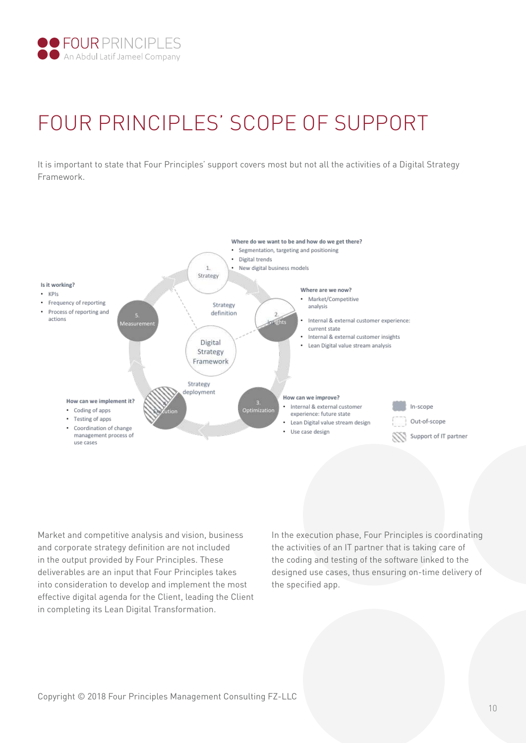# FOUR PRINCIPLES' SCOPE OF SUPPORT

It is important to state that Four Principles' support covers most but not all the activities of a Digital Strategy Framework.

**Where do we want to be and how do we get there?**
- Segmentation, targeting and positioning
- Digital trends
- New digital business models

1. Strategy

**Where are we now?**
- Market/Competitive analysis
- Internal & external customer experience: current state
- Internal & external customer insights
- Lean Digital value stream analysis

2. Insights

**How can we improve?**
- Internal & external customer experience: future state
- Lean Digital value stream design
- Use case design

3. Optimization

**How can we implement it?**
- Coding of apps
- Testing of apps
- Coordination of change management process of use cases

4. Execution

**Is it working?**
- KPIs
- Frequency of reporting
- Process of reporting and actions

5. Measurement

Digital Strategy Framework

Strategy definition

Strategy deployment

In-scope

Out-of-scope

Support of IT partner

Market and competitive analysis and vision, business and corporate strategy definition are not included in the output provided by Four Principles. These deliverables are an input that Four Principles takes into consideration to develop and implement the most effective digital agenda for the Client, leading the Client in completing its Lean Digital Transformation.

In the execution phase, Four Principles is coordinating the activities of an IT partner that is taking care of the coding and testing of the software linked to the designed use cases, thus ensuring on-time delivery of the specified app.

Copyright © 2018 Four Principles Management Consulting FZ-LLC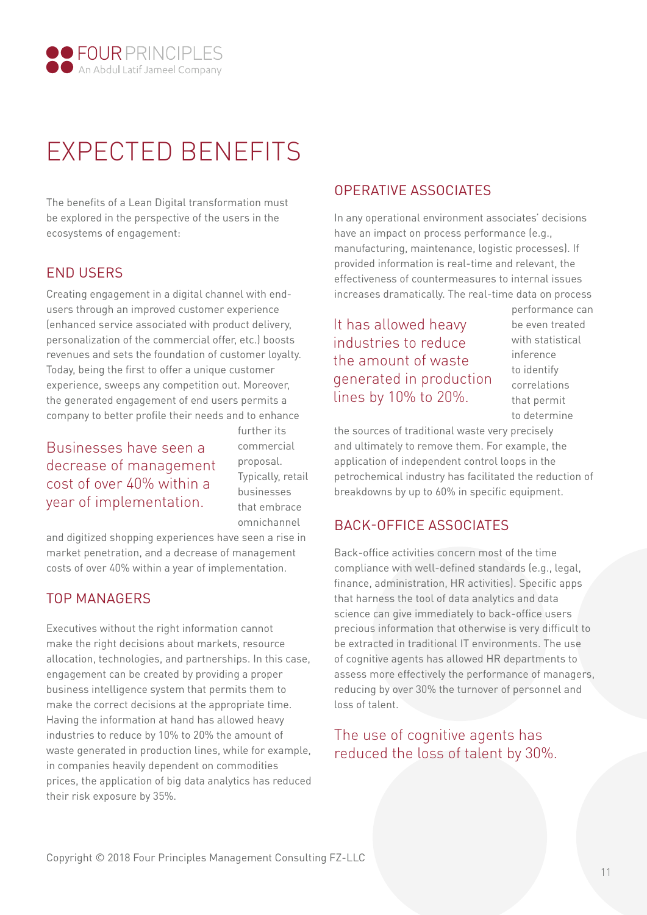# EXPECTED BENEFITS

The benefits of a Lean Digital transformation must be explored in the perspective of the users in the ecosystems of engagement:

## END USERS

Creating engagement in a digital channel with end-users through an improved customer experience (enhanced service associated with product delivery, personalization of the commercial offer, etc.) boosts revenues and sets the foundation of customer loyalty. Today, being the first to offer a unique customer experience, sweeps any competition out. Moreover, the generated engagement of end users permits a company to better profile their needs and to enhance further its commercial proposal. Typically, retail businesses that embrace omnichannel and digitized shopping experiences have seen a rise in market penetration, and a decrease of management costs of over 40% within a year of implementation.

> Businesses have seen a decrease of management cost of over 40% within a year of implementation.

## TOP MANAGERS

Executives without the right information cannot make the right decisions about markets, resource allocation, technologies, and partnerships. In this case, engagement can be created by providing a proper business intelligence system that permits them to make the correct decisions at the appropriate time. Having the information at hand has allowed heavy industries to reduce by 10% to 20% the amount of waste generated in production lines, while for example, in companies heavily dependent on commodities prices, the application of big data analytics has reduced their risk exposure by 35%.

## OPERATIVE ASSOCIATES

In any operational environment associates' decisions have an impact on process performance (e.g., manufacturing, maintenance, logistic processes). If provided information is real-time and relevant, the effectiveness of countermeasures to internal issues increases dramatically. The real-time data on process performance can be even treated with statistical inference to identify correlations that permit to determine the sources of traditional waste very precisely and ultimately to remove them. For example, the application of independent control loops in the petrochemical industry has facilitated the reduction of breakdowns by up to 60% in specific equipment.

> It has allowed heavy industries to reduce the amount of waste generated in production lines by 10% to 20%.

## BACK-OFFICE ASSOCIATES

Back-office activities concern most of the time compliance with well-defined standards (e.g., legal, finance, administration, HR activities). Specific apps that harness the tool of data analytics and data science can give immediately to back-office users precious information that otherwise is very difficult to be extracted in traditional IT environments. The use of cognitive agents has allowed HR departments to assess more effectively the performance of managers, reducing by over 30% the turnover of personnel and loss of talent.

> The use of cognitive agents has reduced the loss of talent by 30%.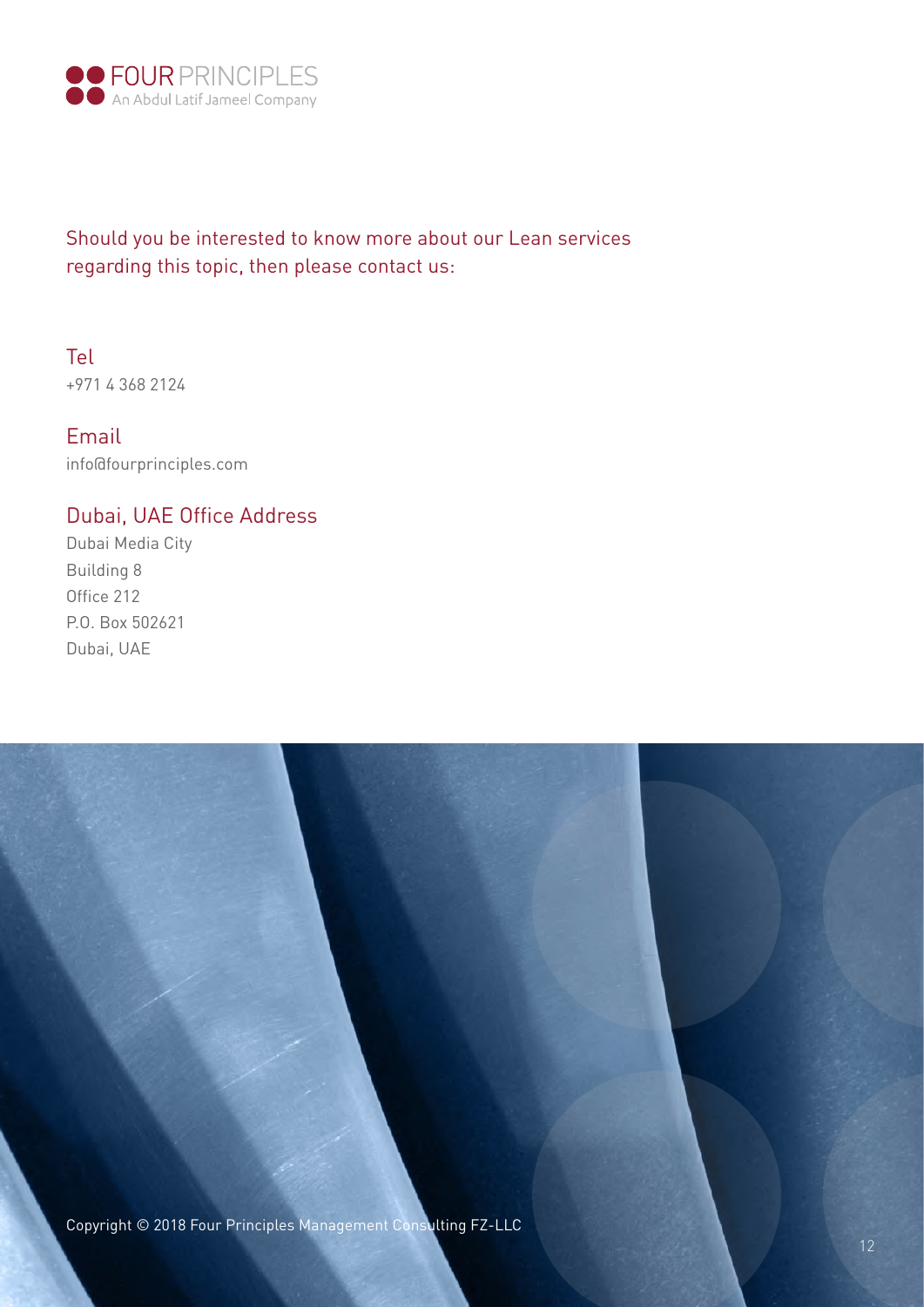FOUR PRINCIPLES
An Abdul Latif Jameel Company

Should you be interested to know more about our Lean services regarding this topic, then please contact us:

## Tel

+971 4 368 2124

## Email

info@fourprinciples.com

## Dubai, UAE Office Address

Dubai Media City
Building 8
Office 212
P.O. Box 502621
Dubai, UAE

Copyright © 2018 Four Principles Management Consulting FZ-LLC